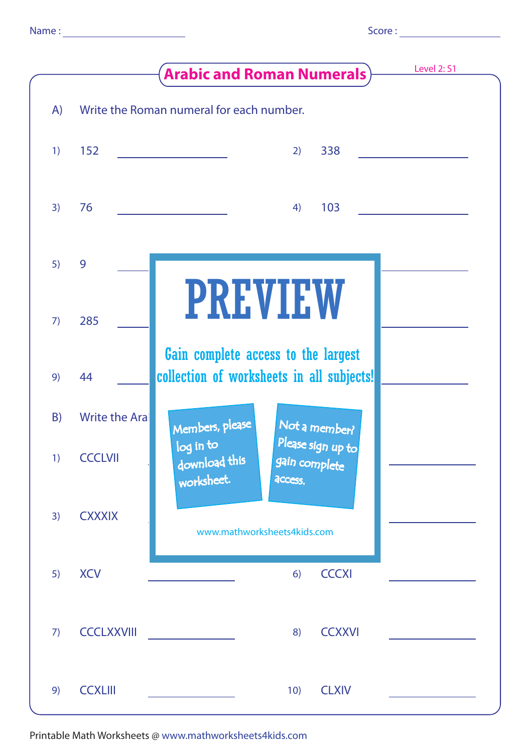Name : ____________ Score : ____________

# Arabic and Roman Numerals

Level 2: S1

A) Write the Roman numeral for each number.

1) 152 ____________

2) 338 ____________

3) 76 ____________

4) 103 ____________

5) 9 ____________

7) 285 ____________

9) 44 ____________

PREVIEW

Gain complete access to the largest collection of worksheets in all subjects!

Members, please log in to download this worksheet.

Not a member? Please sign up to gain complete access.

www.mathworksheets4kids.com

B) Write the Ara

1) CCCLVII ____________

3) CXXXIX ____________

5) XCV ____________

6) CCCXI ____________

7) CCCLXXVIII ____________

8) CCXXVI ____________

9) CCXLIII ____________

10) CLXIV ____________

Printable Math Worksheets @ www.mathworksheets4kids.com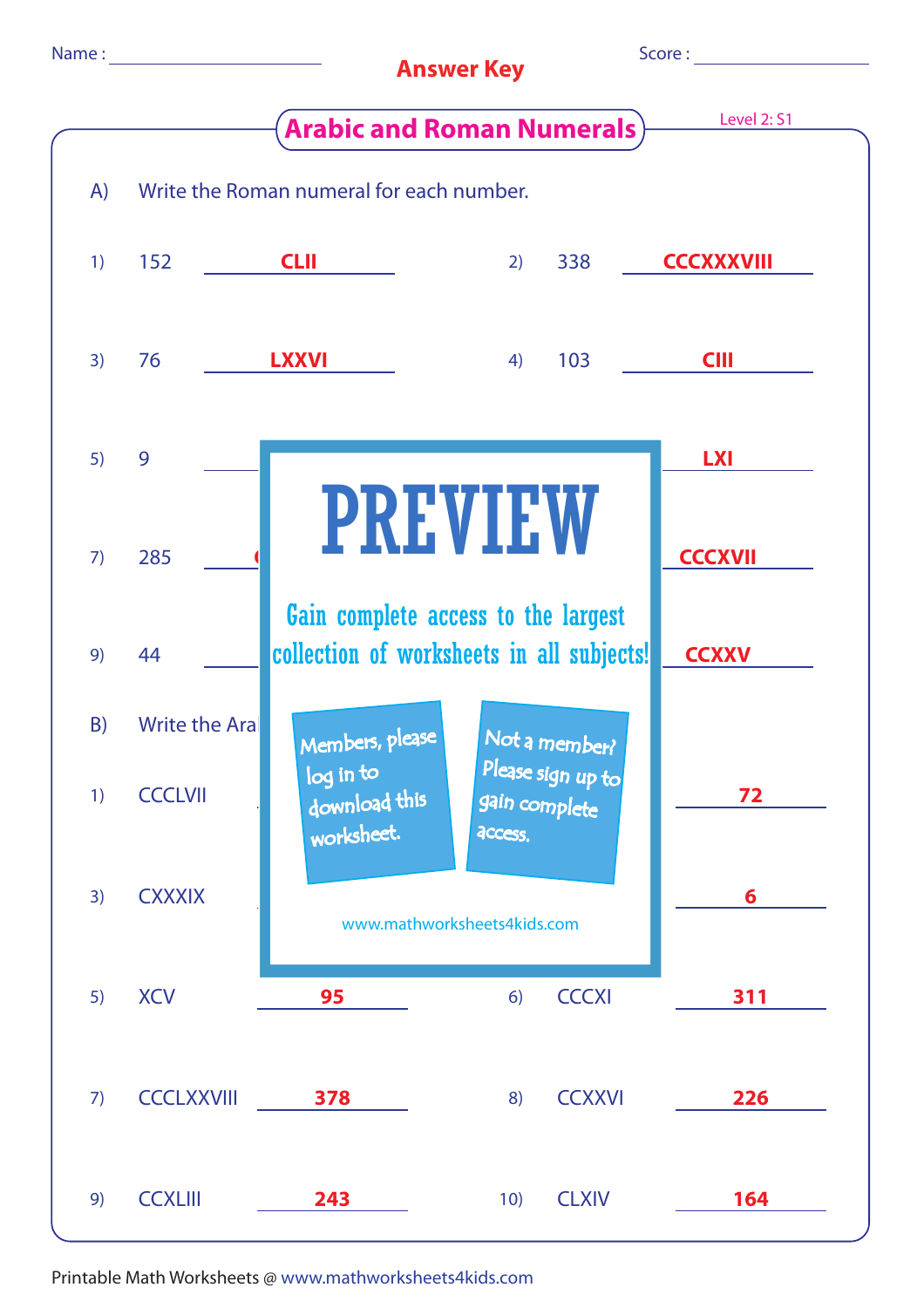Name : ______________ **Answer Key** Score : ______________

## Arabic and Roman Numerals

Level 2: S1

A) Write the Roman numeral for each number.

| | | | | | |
|---|---|---|---|---|---|
| 1) | 152 | CLII | 2) | 338 | CCCXXXVIII |
| 3) | 76 | LXXVI | 4) | 103 | CIII |
| 5) | 9 | | | | LXI |
| 7) | 285 | | | | CCCXVII |
| 9) | 44 | | | | CCXXV |

PREVIEW

Gain complete access to the largest collection of worksheets in all subjects!

Members, please log in to download this worksheet.

Not a member? Please sign up to gain complete access.

www.mathworksheets4kids.com

B) Write the Ara

| | | | | | |
|---|---|---|---|---|---|
| 1) | CCCLVII | | | | 72 |
| 3) | CXXXIX | | | | 6 |
| 5) | XCV | 95 | 6) | CCCXI | 311 |
| 7) | CCCLXXVIII | 378 | 8) | CCXXVI | 226 |
| 9) | CCXLIII | 243 | 10) | CLXIV | 164 |

Printable Math Worksheets @ www.mathworksheets4kids.com